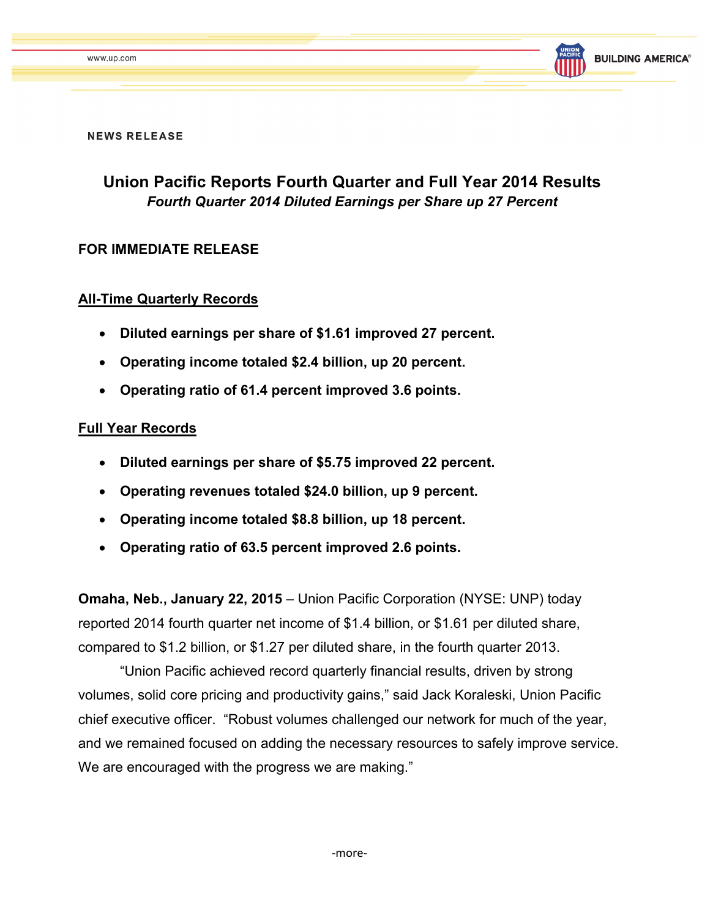NEWS RELEASE

# Union Pacific Reports Fourth Quarter and Full Year 2014 Results

***Fourth Quarter 2014 Diluted Earnings per Share up 27 Percent***

**FOR IMMEDIATE RELEASE**

**All-Time Quarterly Records**

- **Diluted earnings per share of $1.61 improved 27 percent.**
- **Operating income totaled $2.4 billion, up 20 percent.**
- **Operating ratio of 61.4 percent improved 3.6 points.**

**Full Year Records**

- **Diluted earnings per share of $5.75 improved 22 percent.**
- **Operating revenues totaled $24.0 billion, up 9 percent.**
- **Operating income totaled $8.8 billion, up 18 percent.**
- **Operating ratio of 63.5 percent improved 2.6 points.**

**Omaha, Neb., January 22, 2015** – Union Pacific Corporation (NYSE: UNP) today reported 2014 fourth quarter net income of $1.4 billion, or $1.61 per diluted share, compared to $1.2 billion, or $1.27 per diluted share, in the fourth quarter 2013.

"Union Pacific achieved record quarterly financial results, driven by strong volumes, solid core pricing and productivity gains," said Jack Koraleski, Union Pacific chief executive officer. "Robust volumes challenged our network for much of the year, and we remained focused on adding the necessary resources to safely improve service. We are encouraged with the progress we are making."

-more-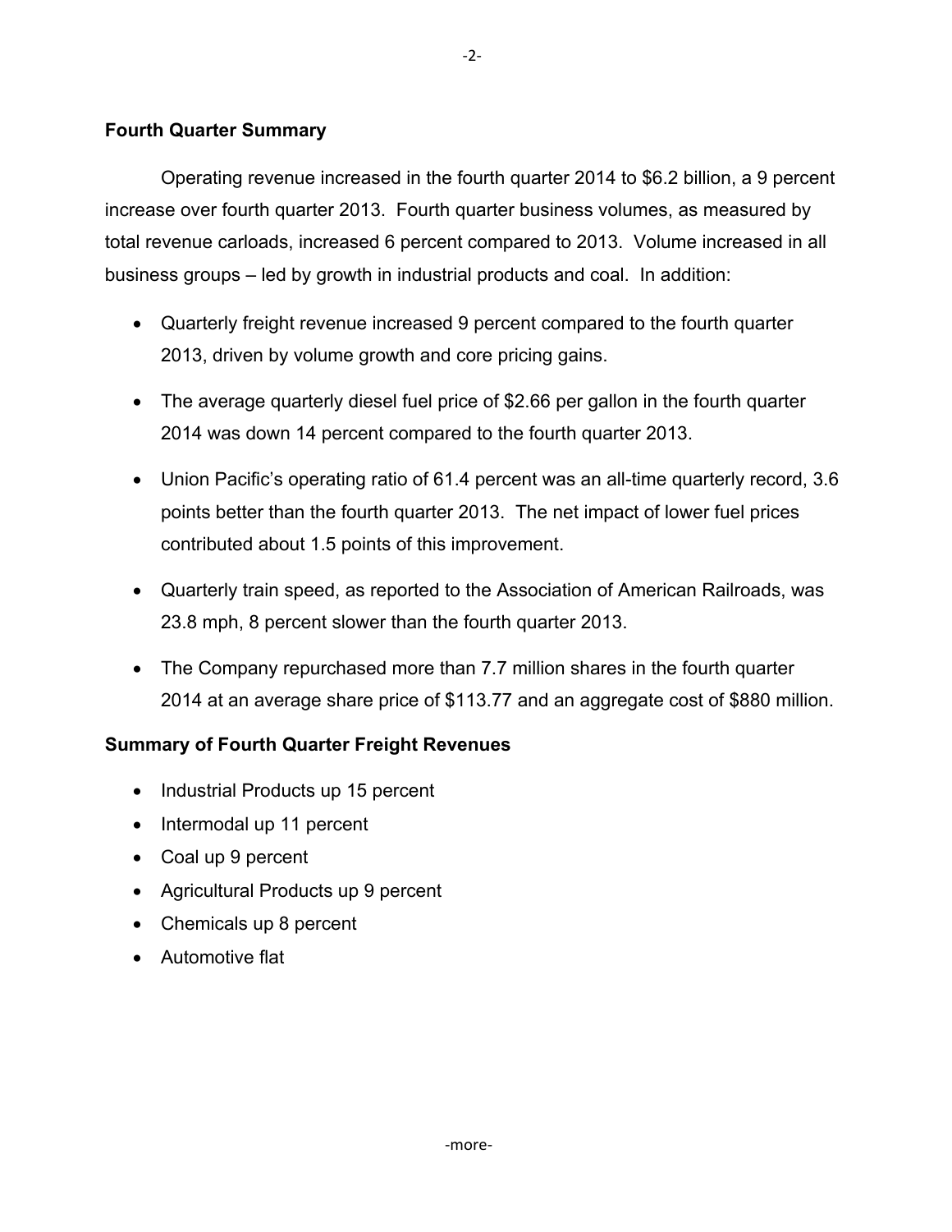## Fourth Quarter Summary

Operating revenue increased in the fourth quarter 2014 to $6.2 billion, a 9 percent increase over fourth quarter 2013. Fourth quarter business volumes, as measured by total revenue carloads, increased 6 percent compared to 2013. Volume increased in all business groups – led by growth in industrial products and coal. In addition:

- Quarterly freight revenue increased 9 percent compared to the fourth quarter 2013, driven by volume growth and core pricing gains.
- The average quarterly diesel fuel price of $2.66 per gallon in the fourth quarter 2014 was down 14 percent compared to the fourth quarter 2013.
- Union Pacific's operating ratio of 61.4 percent was an all-time quarterly record, 3.6 points better than the fourth quarter 2013. The net impact of lower fuel prices contributed about 1.5 points of this improvement.
- Quarterly train speed, as reported to the Association of American Railroads, was 23.8 mph, 8 percent slower than the fourth quarter 2013.
- The Company repurchased more than 7.7 million shares in the fourth quarter 2014 at an average share price of $113.77 and an aggregate cost of $880 million.

## Summary of Fourth Quarter Freight Revenues

- Industrial Products up 15 percent
- Intermodal up 11 percent
- Coal up 9 percent
- Agricultural Products up 9 percent
- Chemicals up 8 percent
- Automotive flat

-more-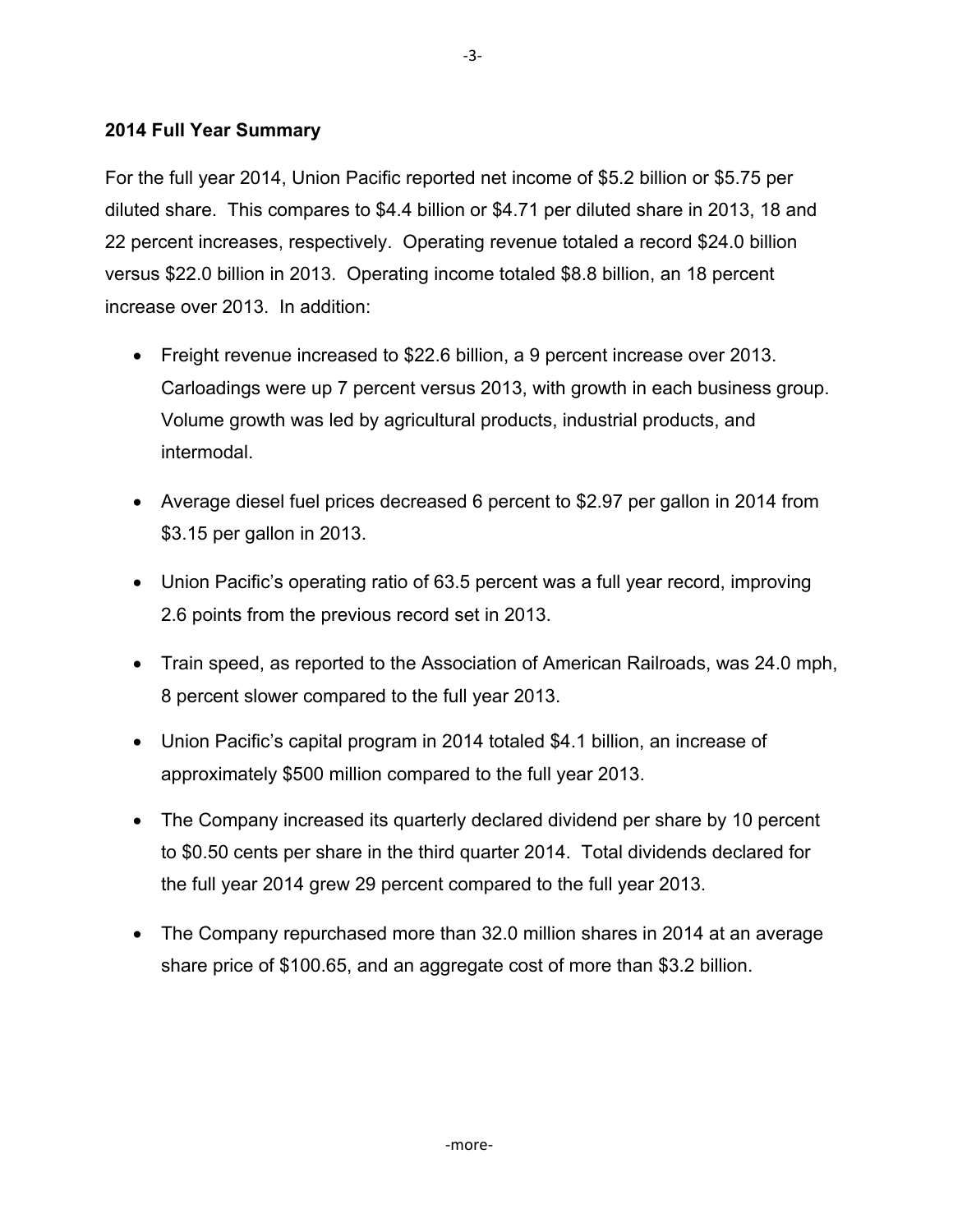## 2014 Full Year Summary

For the full year 2014, Union Pacific reported net income of $5.2 billion or $5.75 per diluted share. This compares to $4.4 billion or $4.71 per diluted share in 2013, 18 and 22 percent increases, respectively. Operating revenue totaled a record $24.0 billion versus $22.0 billion in 2013. Operating income totaled $8.8 billion, an 18 percent increase over 2013. In addition:

- Freight revenue increased to $22.6 billion, a 9 percent increase over 2013. Carloadings were up 7 percent versus 2013, with growth in each business group. Volume growth was led by agricultural products, industrial products, and intermodal.
- Average diesel fuel prices decreased 6 percent to $2.97 per gallon in 2014 from $3.15 per gallon in 2013.
- Union Pacific's operating ratio of 63.5 percent was a full year record, improving 2.6 points from the previous record set in 2013.
- Train speed, as reported to the Association of American Railroads, was 24.0 mph, 8 percent slower compared to the full year 2013.
- Union Pacific's capital program in 2014 totaled $4.1 billion, an increase of approximately $500 million compared to the full year 2013.
- The Company increased its quarterly declared dividend per share by 10 percent to $0.50 cents per share in the third quarter 2014. Total dividends declared for the full year 2014 grew 29 percent compared to the full year 2013.
- The Company repurchased more than 32.0 million shares in 2014 at an average share price of $100.65, and an aggregate cost of more than $3.2 billion.

-more-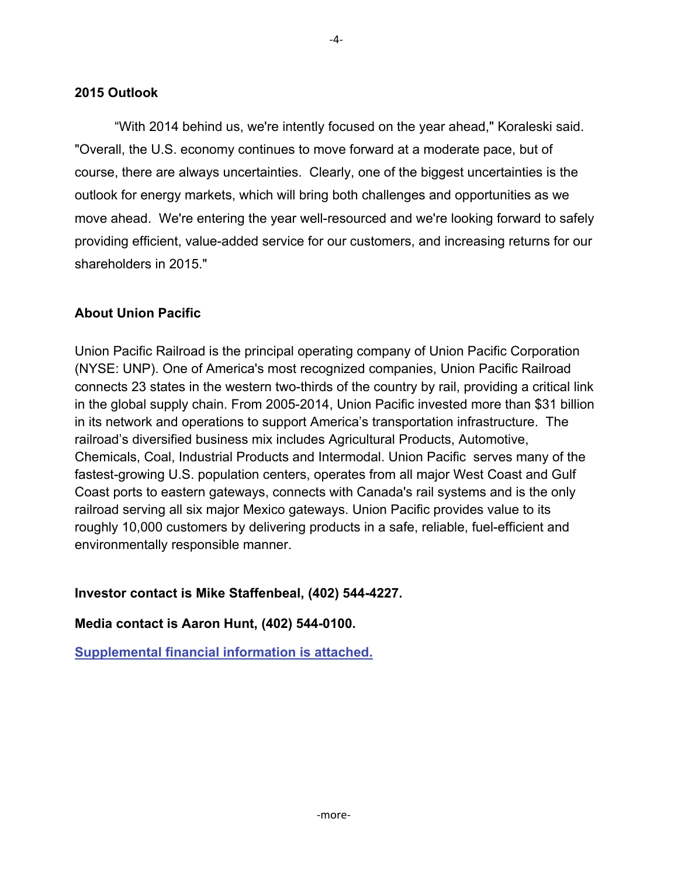**2015 Outlook**

"With 2014 behind us, we're intently focused on the year ahead," Koraleski said. "Overall, the U.S. economy continues to move forward at a moderate pace, but of course, there are always uncertainties. Clearly, one of the biggest uncertainties is the outlook for energy markets, which will bring both challenges and opportunities as we move ahead. We're entering the year well-resourced and we're looking forward to safely providing efficient, value-added service for our customers, and increasing returns for our shareholders in 2015."

**About Union Pacific**

Union Pacific Railroad is the principal operating company of Union Pacific Corporation (NYSE: UNP). One of America's most recognized companies, Union Pacific Railroad connects 23 states in the western two-thirds of the country by rail, providing a critical link in the global supply chain. From 2005-2014, Union Pacific invested more than $31 billion in its network and operations to support America's transportation infrastructure. The railroad's diversified business mix includes Agricultural Products, Automotive, Chemicals, Coal, Industrial Products and Intermodal. Union Pacific serves many of the fastest-growing U.S. population centers, operates from all major West Coast and Gulf Coast ports to eastern gateways, connects with Canada's rail systems and is the only railroad serving all six major Mexico gateways. Union Pacific provides value to its roughly 10,000 customers by delivering products in a safe, reliable, fuel-efficient and environmentally responsible manner.

**Investor contact is Mike Staffenbeal, (402) 544-4227.**

**Media contact is Aaron Hunt, (402) 544-0100.**

**Supplemental financial information is attached.**

-more-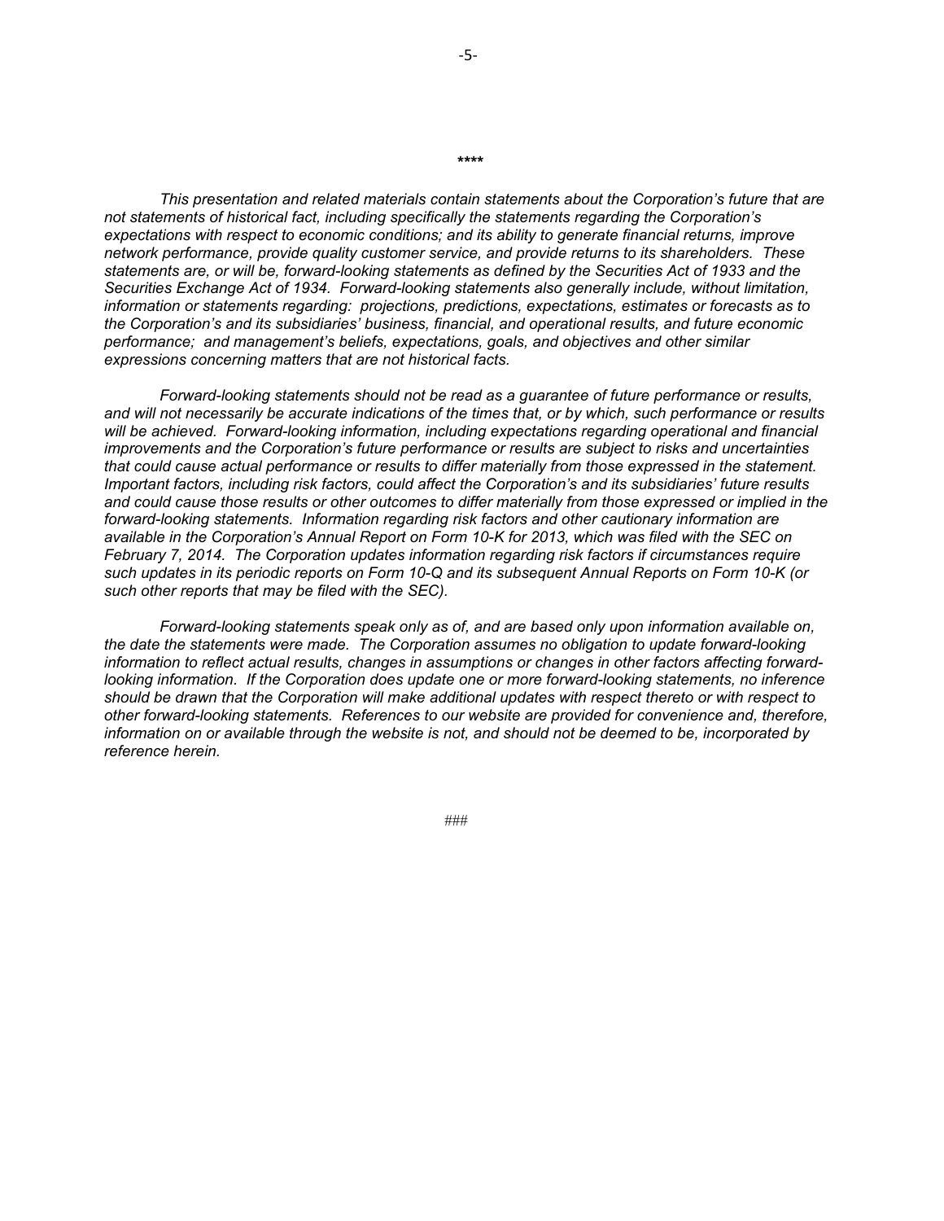****

*This presentation and related materials contain statements about the Corporation's future that are not statements of historical fact, including specifically the statements regarding the Corporation's expectations with respect to economic conditions; and its ability to generate financial returns, improve network performance, provide quality customer service, and provide returns to its shareholders. These statements are, or will be, forward-looking statements as defined by the Securities Act of 1933 and the Securities Exchange Act of 1934. Forward-looking statements also generally include, without limitation, information or statements regarding: projections, predictions, expectations, estimates or forecasts as to the Corporation's and its subsidiaries' business, financial, and operational results, and future economic performance; and management's beliefs, expectations, goals, and objectives and other similar expressions concerning matters that are not historical facts.*

*Forward-looking statements should not be read as a guarantee of future performance or results, and will not necessarily be accurate indications of the times that, or by which, such performance or results will be achieved. Forward-looking information, including expectations regarding operational and financial improvements and the Corporation's future performance or results are subject to risks and uncertainties that could cause actual performance or results to differ materially from those expressed in the statement. Important factors, including risk factors, could affect the Corporation's and its subsidiaries' future results and could cause those results or other outcomes to differ materially from those expressed or implied in the forward-looking statements. Information regarding risk factors and other cautionary information are available in the Corporation's Annual Report on Form 10-K for 2013, which was filed with the SEC on February 7, 2014. The Corporation updates information regarding risk factors if circumstances require such updates in its periodic reports on Form 10-Q and its subsequent Annual Reports on Form 10-K (or such other reports that may be filed with the SEC).*

*Forward-looking statements speak only as of, and are based only upon information available on, the date the statements were made. The Corporation assumes no obligation to update forward-looking information to reflect actual results, changes in assumptions or changes in other factors affecting forward-looking information. If the Corporation does update one or more forward-looking statements, no inference should be drawn that the Corporation will make additional updates with respect thereto or with respect to other forward-looking statements. References to our website are provided for convenience and, therefore, information on or available through the website is not, and should not be deemed to be, incorporated by reference herein.*

###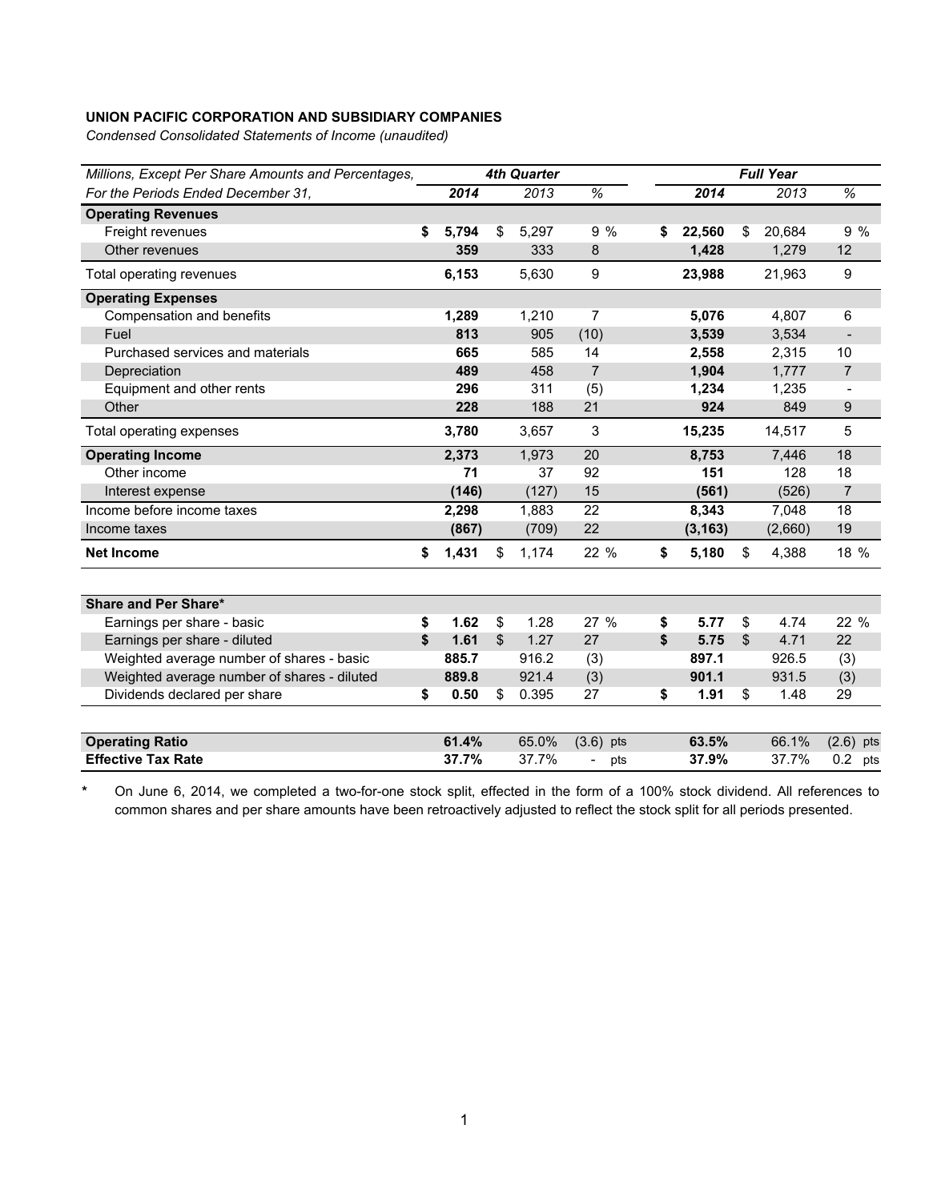**UNION PACIFIC CORPORATION AND SUBSIDIARY COMPANIES**

*Condensed Consolidated Statements of Income (unaudited)*

| *Millions, Except Per Share Amounts and Percentages,* | *4th Quarter* | | | *Full Year* | | |
|---|---|---|---|---|---|---|
| *For the Periods Ended December 31,* | ***2014*** | *2013* | *%* | ***2014*** | *2013* | *%* |
| **Operating Revenues** | | | | | | |
| Freight revenues | **$ 5,794** | $ 5,297 | 9 % | **$ 22,560** | $ 20,684 | 9 % |
| Other revenues | **359** | 333 | 8 | **1,428** | 1,279 | 12 |
| Total operating revenues | **6,153** | 5,630 | 9 | **23,988** | 21,963 | 9 |
| **Operating Expenses** | | | | | | |
| Compensation and benefits | **1,289** | 1,210 | 7 | **5,076** | 4,807 | 6 |
| Fuel | **813** | 905 | (10) | **3,539** | 3,534 | - |
| Purchased services and materials | **665** | 585 | 14 | **2,558** | 2,315 | 10 |
| Depreciation | **489** | 458 | 7 | **1,904** | 1,777 | 7 |
| Equipment and other rents | **296** | 311 | (5) | **1,234** | 1,235 | - |
| Other | **228** | 188 | 21 | **924** | 849 | 9 |
| Total operating expenses | **3,780** | 3,657 | 3 | **15,235** | 14,517 | 5 |
| **Operating Income** | **2,373** | 1,973 | 20 | **8,753** | 7,446 | 18 |
| Other income | **71** | 37 | 92 | **151** | 128 | 18 |
| Interest expense | **(146)** | (127) | 15 | **(561)** | (526) | 7 |
| Income before income taxes | **2,298** | 1,883 | 22 | **8,343** | 7,048 | 18 |
| Income taxes | **(867)** | (709) | 22 | **(3,163)** | (2,660) | 19 |
| **Net Income** | **$ 1,431** | $ 1,174 | 22 % | **$ 5,180** | $ 4,388 | 18 % |
| | | | | | | |
| **Share and Per Share*** | | | | | | |
| Earnings per share - basic | **$ 1.62** | $ 1.28 | 27 % | **$ 5.77** | $ 4.74 | 22 % |
| Earnings per share - diluted | **$ 1.61** | $ 1.27 | 27 | **$ 5.75** | $ 4.71 | 22 |
| Weighted average number of shares - basic | **885.7** | 916.2 | (3) | **897.1** | 926.5 | (3) |
| Weighted average number of shares - diluted | **889.8** | 921.4 | (3) | **901.1** | 931.5 | (3) |
| Dividends declared per share | **$ 0.50** | $ 0.395 | 27 | **$ 1.91** | $ 1.48 | 29 |
| | | | | | | |
| **Operating Ratio** | **61.4%** | 65.0% | (3.6) pts | **63.5%** | 66.1% | (2.6) pts |
| **Effective Tax Rate** | **37.7%** | 37.7% | - pts | **37.9%** | 37.7% | 0.2 pts |

\* On June 6, 2014, we completed a two-for-one stock split, effected in the form of a 100% stock dividend. All references to common shares and per share amounts have been retroactively adjusted to reflect the stock split for all periods presented.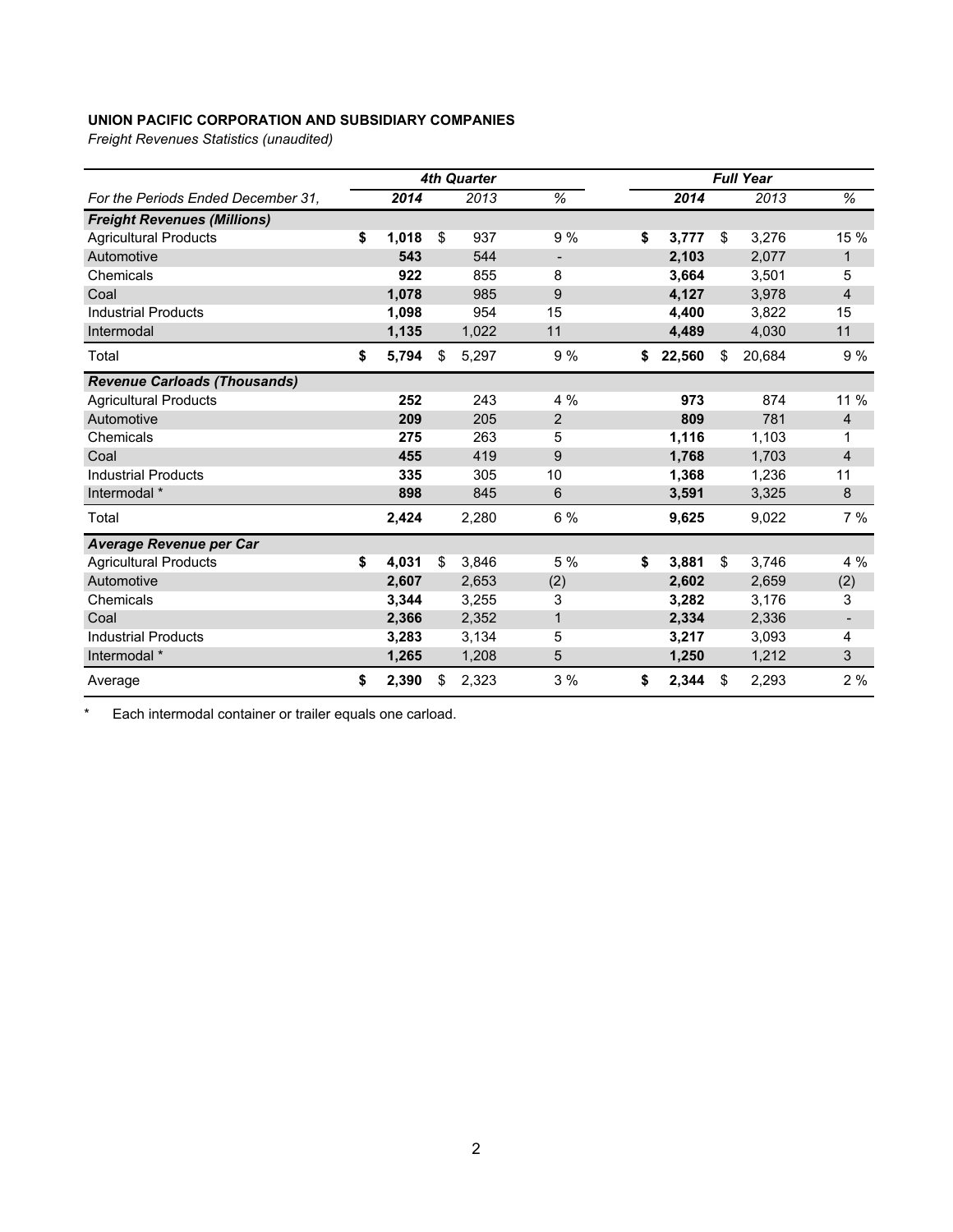**UNION PACIFIC CORPORATION AND SUBSIDIARY COMPANIES**

*Freight Revenues Statistics (unaudited)*

| | 4th Quarter | | | Full Year | | |
|---|---|---|---|---|---|---|
| *For the Periods Ended December 31,* | **2014** | 2013 | % | **2014** | 2013 | % |
| ***Freight Revenues (Millions)*** | | | | | | |
| Agricultural Products | **$ 1,018** | $ 937 | 9 % | **$ 3,777** | $ 3,276 | 15 % |
| Automotive | **543** | 544 | - | **2,103** | 2,077 | 1 |
| Chemicals | **922** | 855 | 8 | **3,664** | 3,501 | 5 |
| Coal | **1,078** | 985 | 9 | **4,127** | 3,978 | 4 |
| Industrial Products | **1,098** | 954 | 15 | **4,400** | 3,822 | 15 |
| Intermodal | **1,135** | 1,022 | 11 | **4,489** | 4,030 | 11 |
| Total | **$ 5,794** | $ 5,297 | 9 % | **$ 22,560** | $ 20,684 | 9 % |
| ***Revenue Carloads (Thousands)*** | | | | | | |
| Agricultural Products | **252** | 243 | 4 % | **973** | 874 | 11 % |
| Automotive | **209** | 205 | 2 | **809** | 781 | 4 |
| Chemicals | **275** | 263 | 5 | **1,116** | 1,103 | 1 |
| Coal | **455** | 419 | 9 | **1,768** | 1,703 | 4 |
| Industrial Products | **335** | 305 | 10 | **1,368** | 1,236 | 11 |
| Intermodal * | **898** | 845 | 6 | **3,591** | 3,325 | 8 |
| Total | **2,424** | 2,280 | 6 % | **9,625** | 9,022 | 7 % |
| ***Average Revenue per Car*** | | | | | | |
| Agricultural Products | **$ 4,031** | $ 3,846 | 5 % | **$ 3,881** | $ 3,746 | 4 % |
| Automotive | **2,607** | 2,653 | (2) | **2,602** | 2,659 | (2) |
| Chemicals | **3,344** | 3,255 | 3 | **3,282** | 3,176 | 3 |
| Coal | **2,366** | 2,352 | 1 | **2,334** | 2,336 | - |
| Industrial Products | **3,283** | 3,134 | 5 | **3,217** | 3,093 | 4 |
| Intermodal * | **1,265** | 1,208 | 5 | **1,250** | 1,212 | 3 |
| Average | **$ 2,390** | $ 2,323 | 3 % | **$ 2,344** | $ 2,293 | 2 % |

\* Each intermodal container or trailer equals one carload.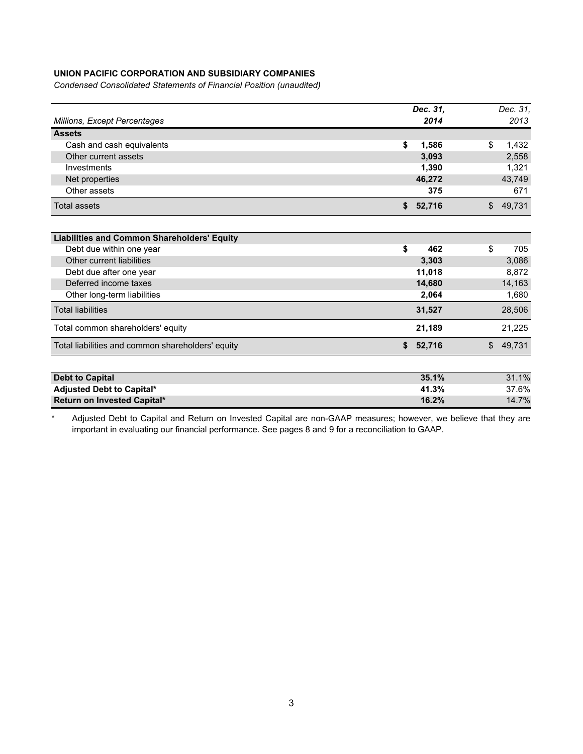**UNION PACIFIC CORPORATION AND SUBSIDIARY COMPANIES**

*Condensed Consolidated Statements of Financial Position (unaudited)*

| *Millions, Except Percentages* | ***Dec. 31, 2014*** | *Dec. 31, 2013* |
|---|---|---|
| **Assets** | | |
| Cash and cash equivalents | **$ 1,586** | $ 1,432 |
| Other current assets | **3,093** | 2,558 |
| Investments | **1,390** | 1,321 |
| Net properties | **46,272** | 43,749 |
| Other assets | **375** | 671 |
| Total assets | **$ 52,716** | $ 49,731 |
| **Liabilities and Common Shareholders' Equity** | | |
| Debt due within one year | **$ 462** | $ 705 |
| Other current liabilities | **3,303** | 3,086 |
| Debt due after one year | **11,018** | 8,872 |
| Deferred income taxes | **14,680** | 14,163 |
| Other long-term liabilities | **2,064** | 1,680 |
| Total liabilities | **31,527** | 28,506 |
| Total common shareholders' equity | **21,189** | 21,225 |
| Total liabilities and common shareholders' equity | **$ 52,716** | $ 49,731 |
| **Debt to Capital** | **35.1%** | 31.1% |
| **Adjusted Debt to Capital*** | **41.3%** | 37.6% |
| **Return on Invested Capital*** | **16.2%** | 14.7% |

\* Adjusted Debt to Capital and Return on Invested Capital are non-GAAP measures; however, we believe that they are important in evaluating our financial performance. See pages 8 and 9 for a reconciliation to GAAP.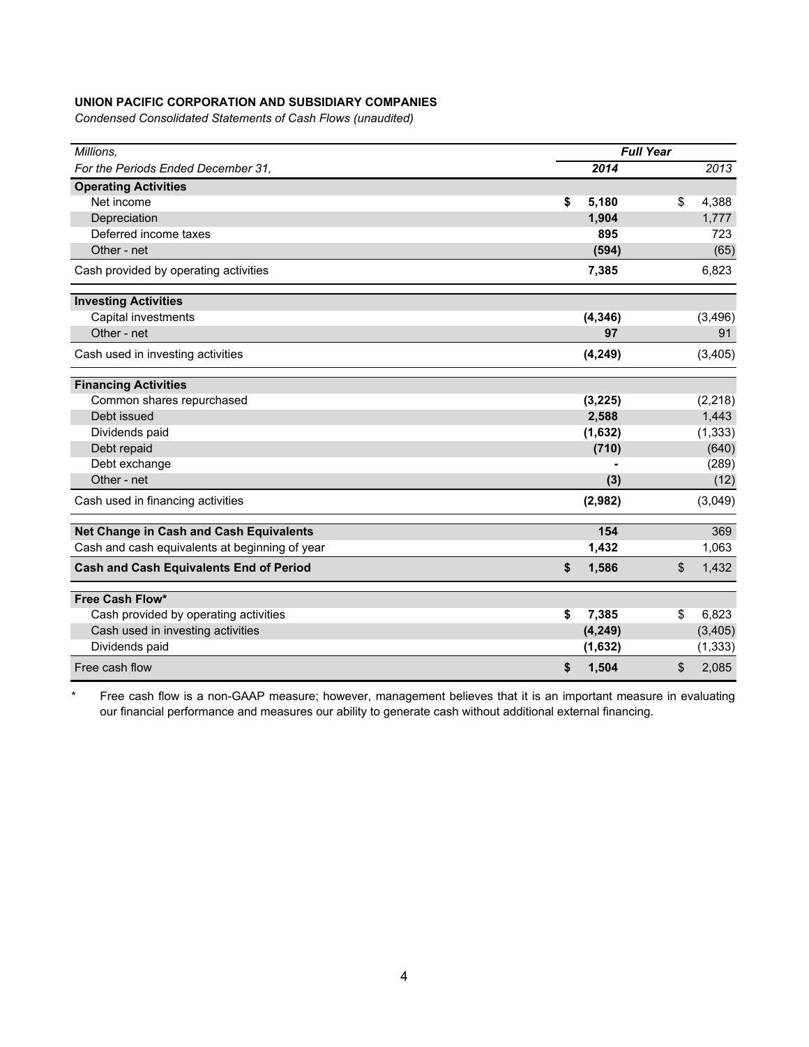**UNION PACIFIC CORPORATION AND SUBSIDIARY COMPANIES**

*Condensed Consolidated Statements of Cash Flows (unaudited)*

| *Millions,* | *Full Year* | |
|---|---|---|
| *For the Periods Ended December 31,* | ***2014*** | *2013* |
| **Operating Activities** | | |
| Net income | **$ 5,180** | $ 4,388 |
| Depreciation | **1,904** | 1,777 |
| Deferred income taxes | **895** | 723 |
| Other - net | **(594)** | (65) |
| Cash provided by operating activities | **7,385** | 6,823 |
| **Investing Activities** | | |
| Capital investments | **(4,346)** | (3,496) |
| Other - net | **97** | 91 |
| Cash used in investing activities | **(4,249)** | (3,405) |
| **Financing Activities** | | |
| Common shares repurchased | **(3,225)** | (2,218) |
| Debt issued | **2,588** | 1,443 |
| Dividends paid | **(1,632)** | (1,333) |
| Debt repaid | **(710)** | (640) |
| Debt exchange | **-** | (289) |
| Other - net | **(3)** | (12) |
| Cash used in financing activities | **(2,982)** | (3,049) |
| **Net Change in Cash and Cash Equivalents** | **154** | 369 |
| Cash and cash equivalents at beginning of year | **1,432** | 1,063 |
| **Cash and Cash Equivalents End of Period** | **$ 1,586** | $ 1,432 |
| **Free Cash Flow*** | | |
| Cash provided by operating activities | **$ 7,385** | $ 6,823 |
| Cash used in investing activities | **(4,249)** | (3,405) |
| Dividends paid | **(1,632)** | (1,333) |
| Free cash flow | **$ 1,504** | $ 2,085 |

\* Free cash flow is a non-GAAP measure; however, management believes that it is an important measure in evaluating our financial performance and measures our ability to generate cash without additional external financing.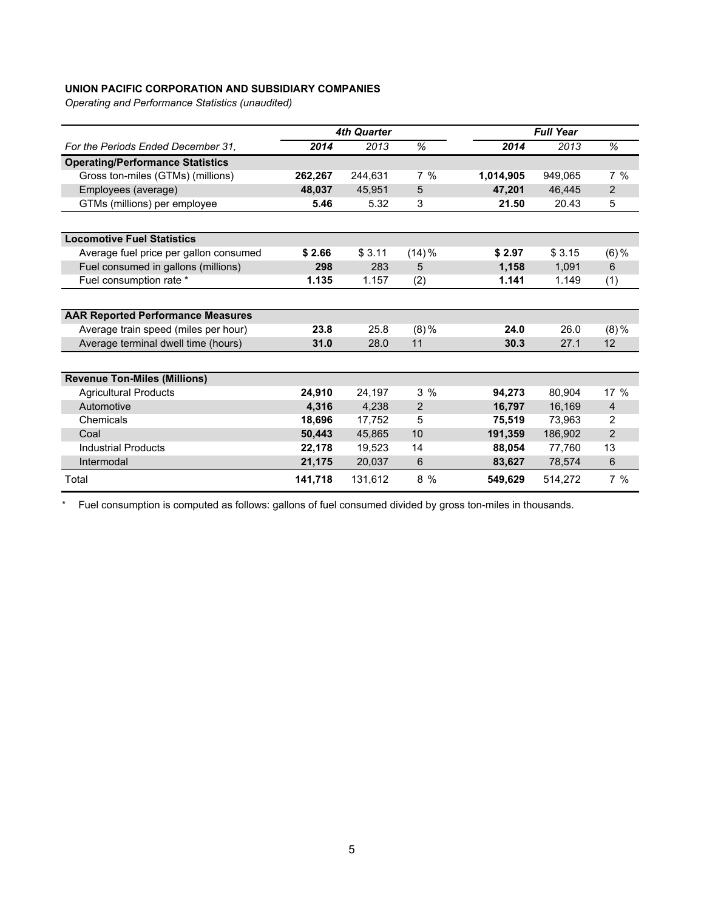**UNION PACIFIC CORPORATION AND SUBSIDIARY COMPANIES**

*Operating and Performance Statistics (unaudited)*

| | 4th Quarter | | | Full Year | | |
|---|---|---|---|---|---|---|
| *For the Periods Ended December 31,* | **2014** | 2013 | % | **2014** | 2013 | % |
| **Operating/Performance Statistics** | | | | | | |
| Gross ton-miles (GTMs) (millions) | **262,267** | 244,631 | 7 % | **1,014,905** | 949,065 | 7 % |
| Employees (average) | **48,037** | 45,951 | 5 | **47,201** | 46,445 | 2 |
| GTMs (millions) per employee | **5.46** | 5.32 | 3 | **21.50** | 20.43 | 5 |
| **Locomotive Fuel Statistics** | | | | | | |
| Average fuel price per gallon consumed | **$ 2.66** | $ 3.11 | (14) % | **$ 2.97** | $ 3.15 | (6) % |
| Fuel consumed in gallons (millions) | **298** | 283 | 5 | **1,158** | 1,091 | 6 |
| Fuel consumption rate * | **1.135** | 1.157 | (2) | **1.141** | 1.149 | (1) |
| **AAR Reported Performance Measures** | | | | | | |
| Average train speed (miles per hour) | **23.8** | 25.8 | (8) % | **24.0** | 26.0 | (8) % |
| Average terminal dwell time (hours) | **31.0** | 28.0 | 11 | **30.3** | 27.1 | 12 |
| **Revenue Ton-Miles (Millions)** | | | | | | |
| Agricultural Products | **24,910** | 24,197 | 3 % | **94,273** | 80,904 | 17 % |
| Automotive | **4,316** | 4,238 | 2 | **16,797** | 16,169 | 4 |
| Chemicals | **18,696** | 17,752 | 5 | **75,519** | 73,963 | 2 |
| Coal | **50,443** | 45,865 | 10 | **191,359** | 186,902 | 2 |
| Industrial Products | **22,178** | 19,523 | 14 | **88,054** | 77,760 | 13 |
| Intermodal | **21,175** | 20,037 | 6 | **83,627** | 78,574 | 6 |
| Total | **141,718** | 131,612 | 8 % | **549,629** | 514,272 | 7 % |

\* Fuel consumption is computed as follows: gallons of fuel consumed divided by gross ton-miles in thousands.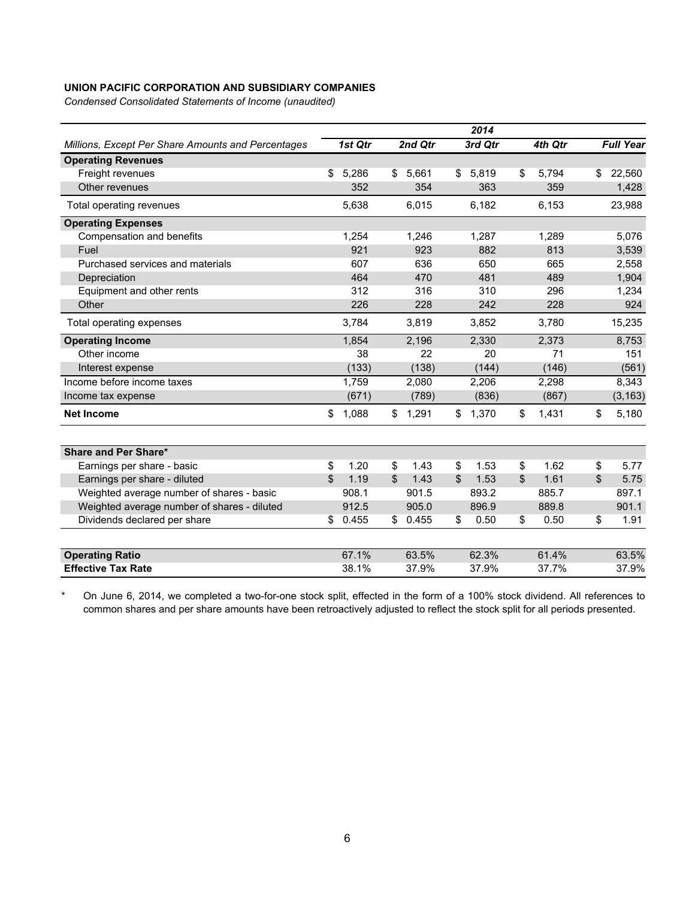**UNION PACIFIC CORPORATION AND SUBSIDIARY COMPANIES**

*Condensed Consolidated Statements of Income (unaudited)*

| | 2014 | | | | |
|---|---|---|---|---|---|
| *Millions, Except Per Share Amounts and Percentages* | ***1st Qtr*** | ***2nd Qtr*** | ***3rd Qtr*** | ***4th Qtr*** | ***Full Year*** |
| **Operating Revenues** | | | | | |
| Freight revenues | $ 5,286 | $ 5,661 | $ 5,819 | $ 5,794 | $ 22,560 |
| Other revenues | 352 | 354 | 363 | 359 | 1,428 |
| Total operating revenues | 5,638 | 6,015 | 6,182 | 6,153 | 23,988 |
| **Operating Expenses** | | | | | |
| Compensation and benefits | 1,254 | 1,246 | 1,287 | 1,289 | 5,076 |
| Fuel | 921 | 923 | 882 | 813 | 3,539 |
| Purchased services and materials | 607 | 636 | 650 | 665 | 2,558 |
| Depreciation | 464 | 470 | 481 | 489 | 1,904 |
| Equipment and other rents | 312 | 316 | 310 | 296 | 1,234 |
| Other | 226 | 228 | 242 | 228 | 924 |
| Total operating expenses | 3,784 | 3,819 | 3,852 | 3,780 | 15,235 |
| **Operating Income** | 1,854 | 2,196 | 2,330 | 2,373 | 8,753 |
| Other income | 38 | 22 | 20 | 71 | 151 |
| Interest expense | (133) | (138) | (144) | (146) | (561) |
| Income before income taxes | 1,759 | 2,080 | 2,206 | 2,298 | 8,343 |
| Income tax expense | (671) | (789) | (836) | (867) | (3,163) |
| **Net Income** | $ 1,088 | $ 1,291 | $ 1,370 | $ 1,431 | $ 5,180 |

| **Share and Per Share*** | | | | | |
|---|---|---|---|---|---|
| Earnings per share - basic | $ 1.20 | $ 1.43 | $ 1.53 | $ 1.62 | $ 5.77 |
| Earnings per share - diluted | $ 1.19 | $ 1.43 | $ 1.53 | $ 1.61 | $ 5.75 |
| Weighted average number of shares - basic | 908.1 | 901.5 | 893.2 | 885.7 | 897.1 |
| Weighted average number of shares - diluted | 912.5 | 905.0 | 896.9 | 889.8 | 901.1 |
| Dividends declared per share | $ 0.455 | $ 0.455 | $ 0.50 | $ 0.50 | $ 1.91 |

| | | | | | |
|---|---|---|---|---|---|
| **Operating Ratio** | 67.1% | 63.5% | 62.3% | 61.4% | 63.5% |
| **Effective Tax Rate** | 38.1% | 37.9% | 37.9% | 37.7% | 37.9% |

\* On June 6, 2014, we completed a two-for-one stock split, effected in the form of a 100% stock dividend. All references to common shares and per share amounts have been retroactively adjusted to reflect the stock split for all periods presented.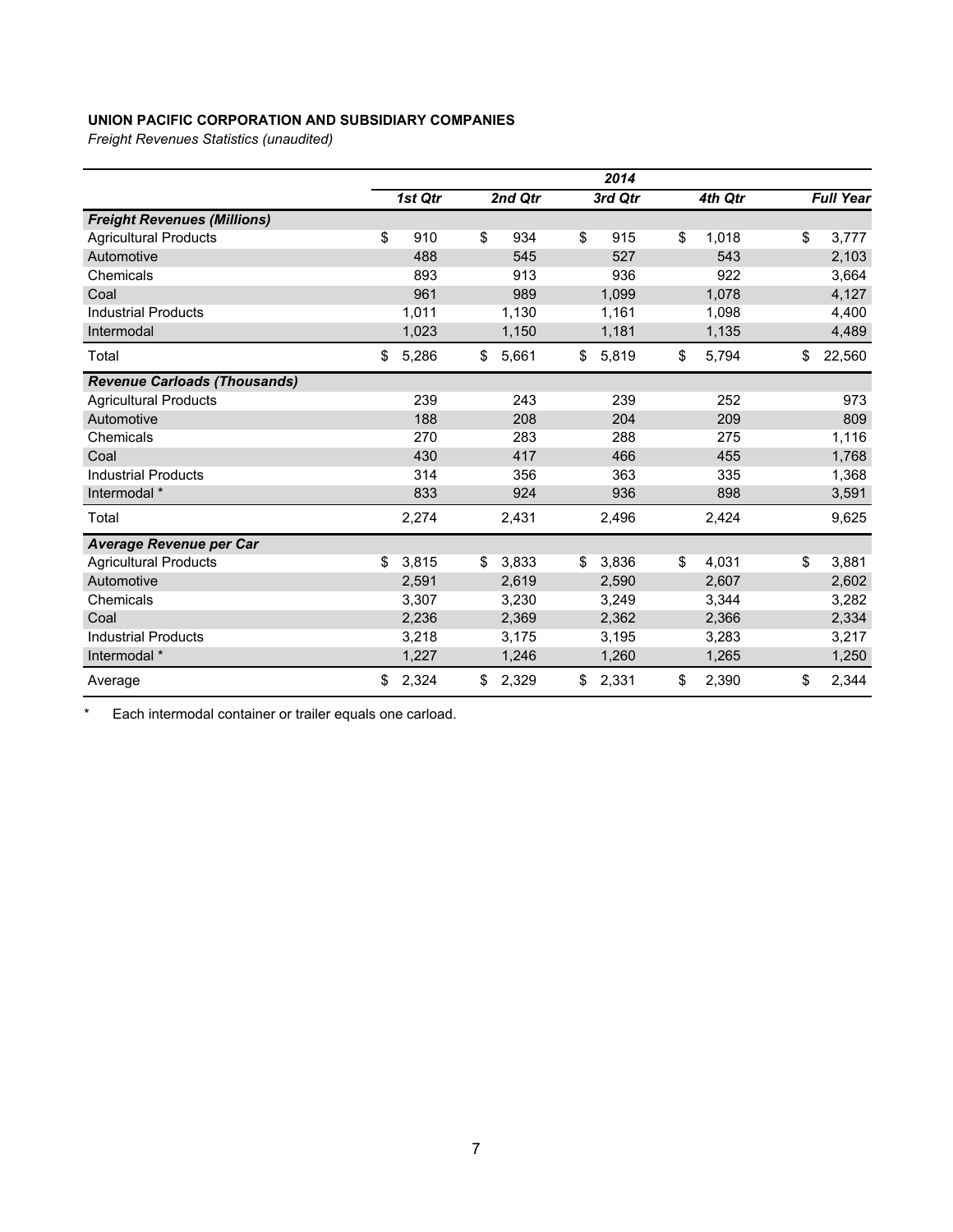**UNION PACIFIC CORPORATION AND SUBSIDIARY COMPANIES**

*Freight Revenues Statistics (unaudited)*

| | 2014 | | | | |
|---|---|---|---|---|---|
| | *1st Qtr* | *2nd Qtr* | *3rd Qtr* | *4th Qtr* | *Full Year* |
| ***Freight Revenues (Millions)*** | | | | | |
| Agricultural Products | $ 910 | $ 934 | $ 915 | $ 1,018 | $ 3,777 |
| Automotive | 488 | 545 | 527 | 543 | 2,103 |
| Chemicals | 893 | 913 | 936 | 922 | 3,664 |
| Coal | 961 | 989 | 1,099 | 1,078 | 4,127 |
| Industrial Products | 1,011 | 1,130 | 1,161 | 1,098 | 4,400 |
| Intermodal | 1,023 | 1,150 | 1,181 | 1,135 | 4,489 |
| Total | $ 5,286 | $ 5,661 | $ 5,819 | $ 5,794 | $ 22,560 |
| ***Revenue Carloads (Thousands)*** | | | | | |
| Agricultural Products | 239 | 243 | 239 | 252 | 973 |
| Automotive | 188 | 208 | 204 | 209 | 809 |
| Chemicals | 270 | 283 | 288 | 275 | 1,116 |
| Coal | 430 | 417 | 466 | 455 | 1,768 |
| Industrial Products | 314 | 356 | 363 | 335 | 1,368 |
| Intermodal * | 833 | 924 | 936 | 898 | 3,591 |
| Total | 2,274 | 2,431 | 2,496 | 2,424 | 9,625 |
| ***Average Revenue per Car*** | | | | | |
| Agricultural Products | $ 3,815 | $ 3,833 | $ 3,836 | $ 4,031 | $ 3,881 |
| Automotive | 2,591 | 2,619 | 2,590 | 2,607 | 2,602 |
| Chemicals | 3,307 | 3,230 | 3,249 | 3,344 | 3,282 |
| Coal | 2,236 | 2,369 | 2,362 | 2,366 | 2,334 |
| Industrial Products | 3,218 | 3,175 | 3,195 | 3,283 | 3,217 |
| Intermodal * | 1,227 | 1,246 | 1,260 | 1,265 | 1,250 |
| Average | $ 2,324 | $ 2,329 | $ 2,331 | $ 2,390 | $ 2,344 |

\* Each intermodal container or trailer equals one carload.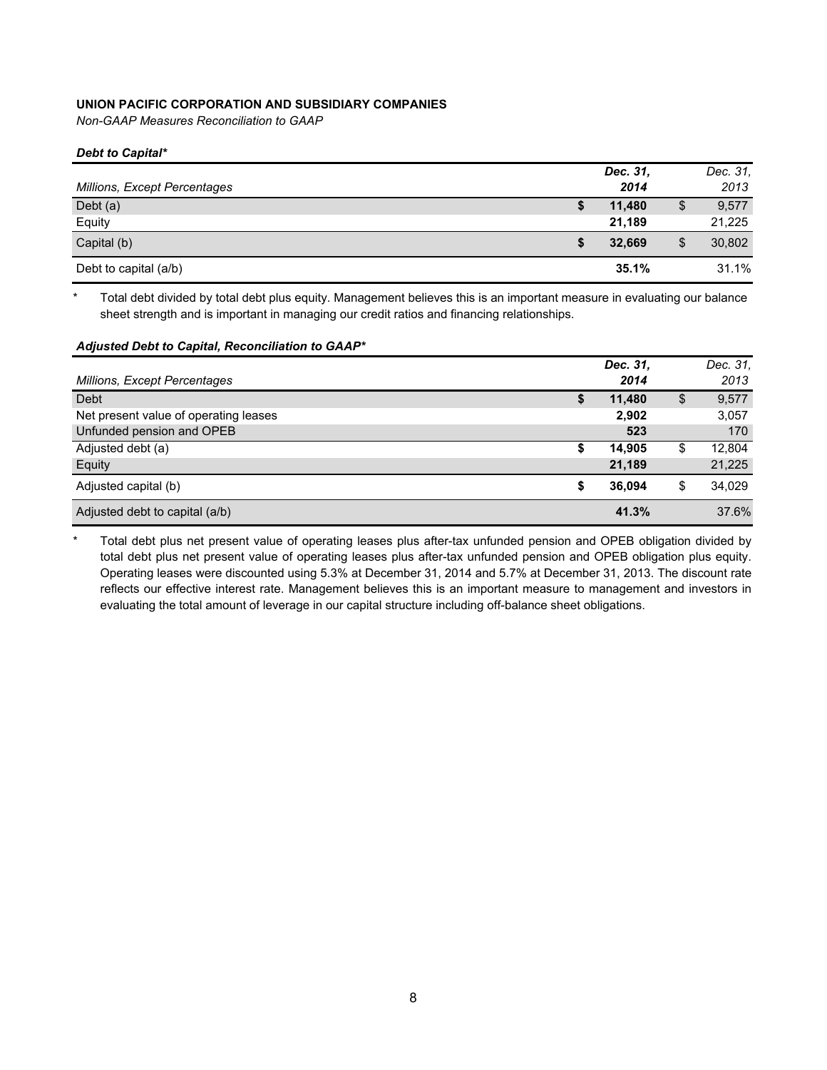**UNION PACIFIC CORPORATION AND SUBSIDIARY COMPANIES**

*Non-GAAP Measures Reconciliation to GAAP*

***Debt to Capital****

| *Millions, Except Percentages* | *Dec. 31, 2014* | *Dec. 31, 2013* |
|---|---|---|
| Debt (a) | **$ 11,480** | $ 9,577 |
| Equity | **21,189** | 21,225 |
| Capital (b) | **$ 32,669** | $ 30,802 |
| Debt to capital (a/b) | **35.1%** | 31.1% |

\* Total debt divided by total debt plus equity. Management believes this is an important measure in evaluating our balance sheet strength and is important in managing our credit ratios and financing relationships.

***Adjusted Debt to Capital, Reconciliation to GAAP****

| *Millions, Except Percentages* | *Dec. 31, 2014* | *Dec. 31, 2013* |
|---|---|---|
| Debt | **$ 11,480** | $ 9,577 |
| Net present value of operating leases | **2,902** | 3,057 |
| Unfunded pension and OPEB | **523** | 170 |
| Adjusted debt (a) | **$ 14,905** | $ 12,804 |
| Equity | **21,189** | 21,225 |
| Adjusted capital (b) | **$ 36,094** | $ 34,029 |
| Adjusted debt to capital (a/b) | **41.3%** | 37.6% |

\* Total debt plus net present value of operating leases plus after-tax unfunded pension and OPEB obligation divided by total debt plus net present value of operating leases plus after-tax unfunded pension and OPEB obligation plus equity. Operating leases were discounted using 5.3% at December 31, 2014 and 5.7% at December 31, 2013. The discount rate reflects our effective interest rate. Management believes this is an important measure to management and investors in evaluating the total amount of leverage in our capital structure including off-balance sheet obligations.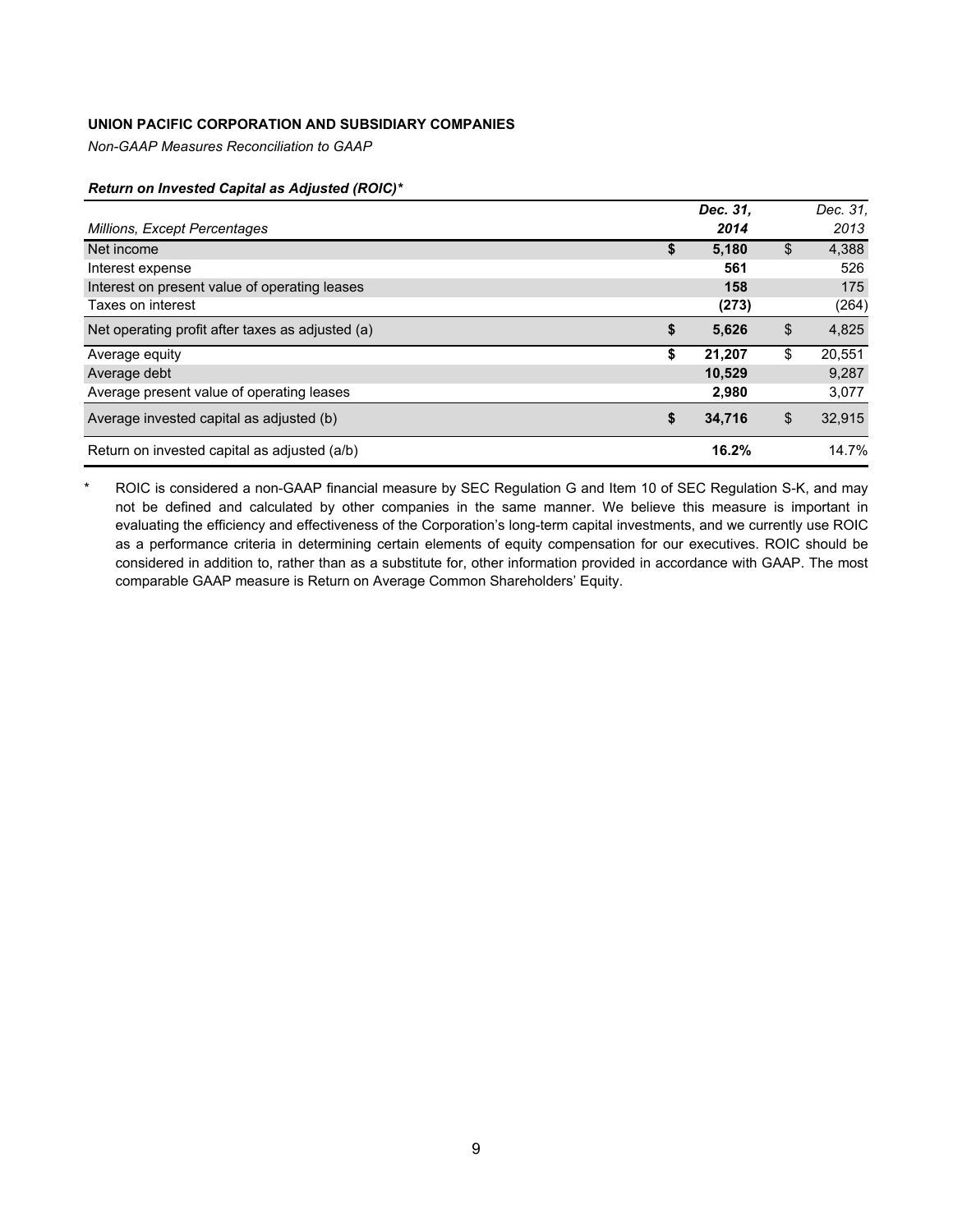**UNION PACIFIC CORPORATION AND SUBSIDIARY COMPANIES**

*Non-GAAP Measures Reconciliation to GAAP*

***Return on Invested Capital as Adjusted (ROIC)****

| *Millions, Except Percentages* | ***Dec. 31, 2014*** | *Dec. 31, 2013* |
|---|---|---|
| Net income | **$ 5,180** | $ 4,388 |
| Interest expense | **561** | 526 |
| Interest on present value of operating leases | **158** | 175 |
| Taxes on interest | **(273)** | (264) |
| Net operating profit after taxes as adjusted (a) | **$ 5,626** | $ 4,825 |
| Average equity | **$ 21,207** | $ 20,551 |
| Average debt | **10,529** | 9,287 |
| Average present value of operating leases | **2,980** | 3,077 |
| Average invested capital as adjusted (b) | **$ 34,716** | $ 32,915 |
| Return on invested capital as adjusted (a/b) | **16.2%** | 14.7% |

\* ROIC is considered a non-GAAP financial measure by SEC Regulation G and Item 10 of SEC Regulation S-K, and may not be defined and calculated by other companies in the same manner. We believe this measure is important in evaluating the efficiency and effectiveness of the Corporation's long-term capital investments, and we currently use ROIC as a performance criteria in determining certain elements of equity compensation for our executives. ROIC should be considered in addition to, rather than as a substitute for, other information provided in accordance with GAAP. The most comparable GAAP measure is Return on Average Common Shareholders' Equity.